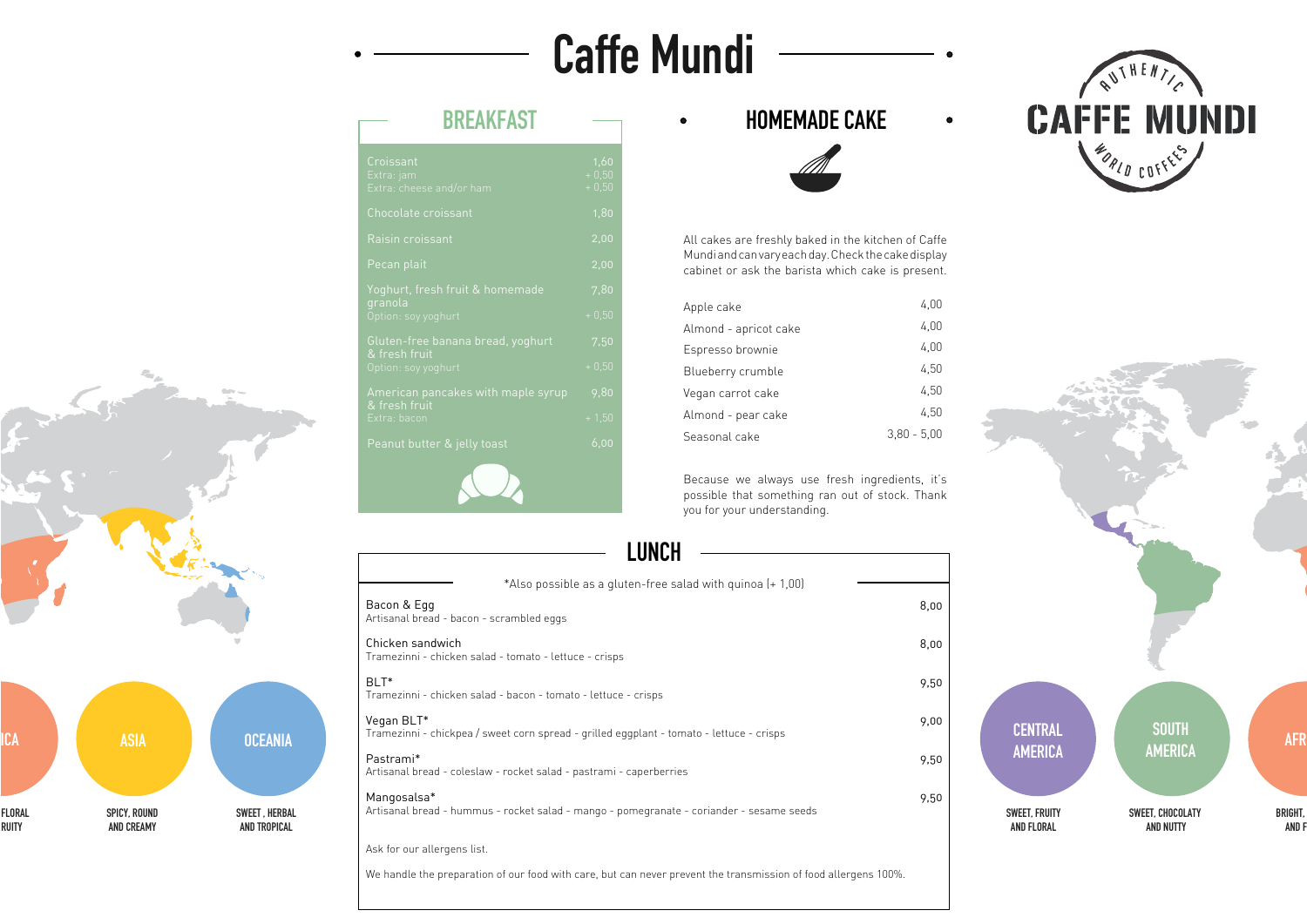# Caffe Mundi

## BREAKFAST

| Item | Price |
|---|---|
| Croissant | 1,60 |
| Extra: jam | + 0,50 |
| Extra: cheese and/or ham | + 0,50 |
| Chocolate croissant | 1,80 |
| Raisin croissant | 2,00 |
| Pecan plait | 2,00 |
| Yoghurt, fresh fruit & homemade granola | 7,80 |
| Option: soy yoghurt | + 0,50 |
| Gluten-free banana bread, yoghurt & fresh fruit | 7,50 |
| Option: soy yoghurt | + 0,50 |
| American pancakes with maple syrup & fresh fruit | 9,80 |
| Extra: bacon | + 1,50 |
| Peanut butter & jelly toast | 6,00 |

## HOMEMADE CAKE

All cakes are freshly baked in the kitchen of Caffe Mundi and can vary each day. Check the cake display cabinet or ask the barista which cake is present.

| Item | Price |
|---|---|
| Apple cake | 4,00 |
| Almond - apricot cake | 4,00 |
| Espresso brownie | 4,00 |
| Blueberry crumble | 4,50 |
| Vegan carrot cake | 4,50 |
| Almond - pear cake | 4,50 |
| Seasonal cake | 3,80 - 5,00 |

Because we always use fresh ingredients, it's possible that something ran out of stock. Thank you for your understanding.

## LUNCH

*Also possible as a gluten-free salad with quinoa (+ 1,00)

| Item | Price |
|---|---|
| **Bacon & Egg**<br>Artisanal bread - bacon - scrambled eggs | 8,00 |
| **Chicken sandwich**<br>Tramezinni - chicken salad - tomato - lettuce - crisps | 8,00 |
| **BLT***<br>Tramezinni - chicken salad - bacon - tomato - lettuce - crisps | 9,50 |
| **Vegan BLT***<br>Tramezinni - chickpea / sweet corn spread - grilled eggplant - tomato - lettuce - crisps | 9,00 |
| **Pastrami***<br>Artisanal bread - coleslaw - rocket salad - pastrami - caperberries | 9,50 |
| **Mangosalsa***<br>Artisanal bread - hummus - rocket salad - mango - pomegranate - coriander - sesame seeds | 9,50 |

Ask for our allergens list.

We handle the preparation of our food with care, but can never prevent the transmission of food allergens 100%.

AUTHENTIC CAFFE MUNDI WORLD COFFEES

ICA — FLORAL RUITY

ASIA — SPICY, ROUND AND CREAMY

OCEANIA — SWEET, HERBAL AND TROPICAL

CENTRAL AMERICA — SWEET, FRUITY AND FLORAL

SOUTH AMERICA — SWEET, CHOCOLATY AND NUTTY

AFR — BRIGHT, AND F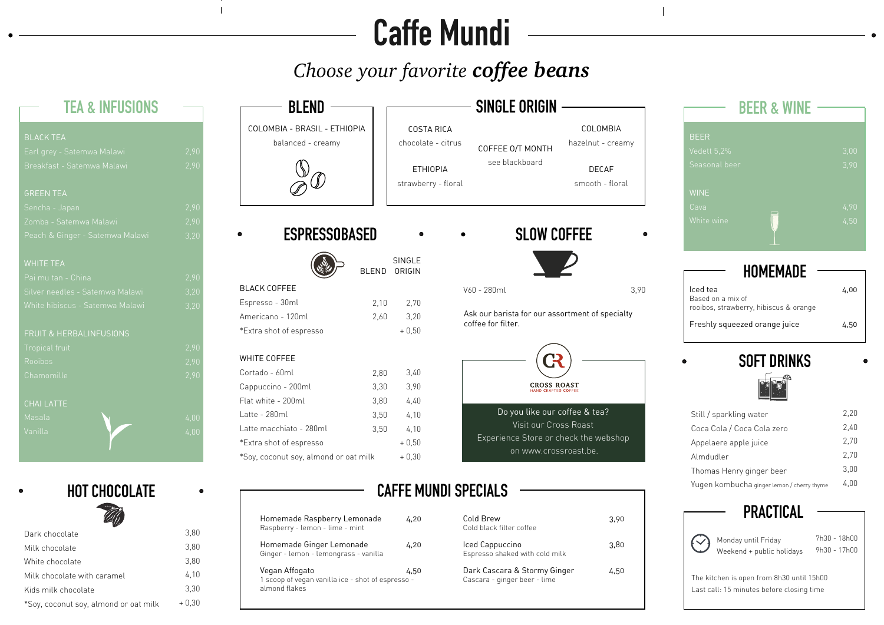# Caffe Mundi

*Choose your favorite **coffee beans***

## TEA & INFUSIONS

### BLACK TEA

| | |
|---|---|
| Earl grey - Satemwa Malawi | 2,90 |
| Breakfast - Satemwa Malawi | 2,90 |

### GREEN TEA

| | |
|---|---|
| Sencha - Japan | 2,90 |
| Zomba - Satemwa Malawi | 2,90 |
| Peach & Ginger - Satemwa Malawi | 3,20 |

### WHITE TEA

| | |
|---|---|
| Pai mu tan - China | 2,90 |
| Silver needles - Satemwa Malawi | 3,20 |
| White hibiscus - Satemwa Malawi | 3,20 |

### FRUIT & HERBALINFUSIONS

| | |
|---|---|
| Tropical fruit | 2,90 |
| Rooibos | 2,90 |
| Chamomille | 2,90 |

### CHAI LATTE

| | |
|---|---|
| Masala | 4,00 |
| Vanilla | 4,00 |

## HOT CHOCOLATE

| | |
|---|---|
| Dark chocolate | 3,80 |
| Milk chocolate | 3,80 |
| White chocolate | 3,80 |
| Milk chocolate with caramel | 4,10 |
| Kids milk chocolate | 3,30 |
| *Soy, coconut soy, almond or oat milk | + 0,30 |

## BLEND

COLOMBIA - BRASIL - ETHIOPIA

balanced - creamy

## SINGLE ORIGIN

COSTA RICA
chocolate - citrus

ETHIOPIA
strawberry - floral

COFFEE O/T MONTH
see blackboard

COLOMBIA
hazelnut - creamy

DECAF
smooth - floral

## ESPRESSOBASED

| | BLEND | SINGLE ORIGIN |
|---|---|---|
| **BLACK COFFEE** | | |
| Espresso - 30ml | 2,10 | 2,70 |
| Americano - 120ml | 2,60 | 3,20 |
| *Extra shot of espresso | | + 0,50 |
| **WHITE COFFEE** | | |
| Cortado - 60ml | 2,80 | 3,40 |
| Cappuccino - 200ml | 3,30 | 3,90 |
| Flat white - 200ml | 3,80 | 4,40 |
| Latte - 280ml | 3,50 | 4,10 |
| Latte macchiato - 280ml | 3,50 | 4,10 |
| *Extra shot of espresso | | + 0,50 |
| *Soy, coconut soy, almond or oat milk | | + 0,30 |

## SLOW COFFEE

| | |
|---|---|
| V60 - 280ml | 3,90 |

Ask our barista for our assortment of specialty coffee for filter.

CROSS ROAST
HAND CRAFTED COFFEE

Do you like our coffee & tea?
Visit our Cross Roast
Experience Store or check the webshop
on www.crossroast.be.

## CAFFE MUNDI SPECIALS

| | |
|---|---|
| Homemade Raspberry Lemonade<br>Raspberry - lemon - lime - mint | 4,20 |
| Homemade Ginger Lemonade<br>Ginger - lemon - lemongrass - vanilla | 4,20 |
| Vegan Affogato<br>1 scoop of vegan vanilla ice - shot of espresso - almond flakes | 4,50 |
| Cold Brew<br>Cold black filter coffee | 3,90 |
| Iced Cappuccino<br>Espresso shaked with cold milk | 3,80 |
| Dark Cascara & Stormy Ginger<br>Cascara - ginger beer - lime | 4,50 |

## BEER & WINE

### BEER

| | |
|---|---|
| Vedett 5,2% | 3,00 |
| Seasonal beer | 3,90 |

### WINE

| | |
|---|---|
| Cava | 4,90 |
| White wine | 4,50 |

## HOMEMADE

| | |
|---|---|
| Iced tea<br>Based on a mix of rooibos, strawberry, hibiscus & orange | 4,00 |
| Freshly squeezed orange juice | 4,50 |

## SOFT DRINKS

| | |
|---|---|
| Still / sparkling water | 2,20 |
| Coca Cola / Coca Cola zero | 2,40 |
| Appelaere apple juice | 2,70 |
| Almdudler | 2,70 |
| Thomas Henry ginger beer | 3,00 |
| Yugen kombucha ginger lemon / cherry thyme | 4,00 |

## PRACTICAL

| | |
|---|---|
| Monday until Friday | 7h30 - 18h00 |
| Weekend + public holidays | 9h30 - 17h00 |

The kitchen is open from 8h30 until 15h00
Last call: 15 minutes before closing time